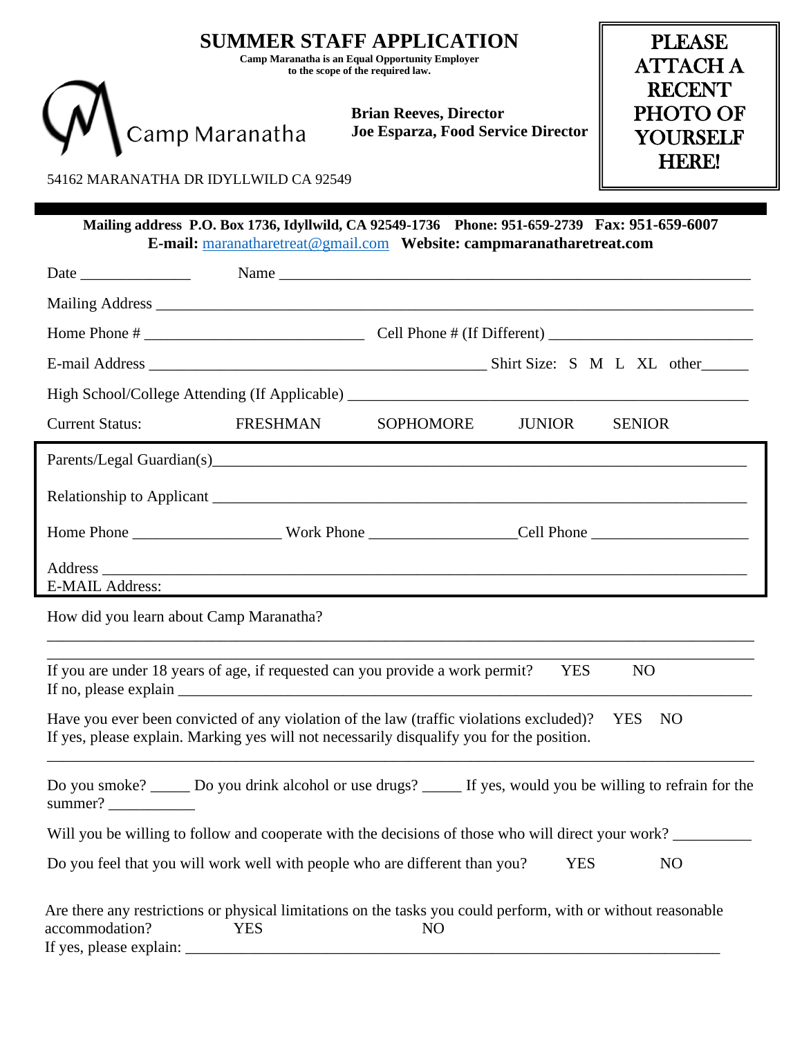# SUMMER STAFF APPLICATION

**Camp Maranatha is an Equal Opportunity Employer to the scope of the required law.**

Camp Maranatha

**Brian Reeves, Director**
**Joe Esparza, Food Service Director**

**PLEASE ATTACH A RECENT PHOTO OF YOURSELF HERE!**

54162 MARANATHA DR IDYLLWILD CA 92549

**Mailing address P.O. Box 1736, Idyllwild, CA 92549-1736 Phone: 951-659-2739 Fax: 951-659-6007**
**E-mail:** maranatharetreat@gmail.com **Website: campmaranatharetreat.com**

Date ______________ Name ____________________________________________________________

Mailing Address ____________________________________________________________________

Home Phone # __________________________ Cell Phone # (If Different) ________________________

E-mail Address ________________________________________ Shirt Size: S M L XL other______

High School/College Attending (If Applicable) _______________________________________________

Current Status: FRESHMAN SOPHOMORE JUNIOR SENIOR

Parents/Legal Guardian(s)____________________________________________________________

Relationship to Applicant ____________________________________________________________

Home Phone __________________ Work Phone __________________Cell Phone ___________________

Address _______________________________________________________________________
E-MAIL Address:

How did you learn about Camp Maranatha?

_______________________________________________________________________________

_______________________________________________________________________________

If you are under 18 years of age, if requested can you provide a work permit? YES NO
If no, please explain ___________________________________________________________________

Have you ever been convicted of any violation of the law (traffic violations excluded)? YES NO
If yes, please explain. Marking yes will not necessarily disqualify you for the position.

_______________________________________________________________________________

Do you smoke? _____ Do you drink alcohol or use drugs? _____ If yes, would you be willing to refrain for the summer? ___________

Will you be willing to follow and cooperate with the decisions of those who will direct your work? __________

Do you feel that you will work well with people who are different than you? YES NO

Are there any restrictions or physical limitations on the tasks you could perform, with or without reasonable accommodation? YES NO
If yes, please explain: ______________________________________________________________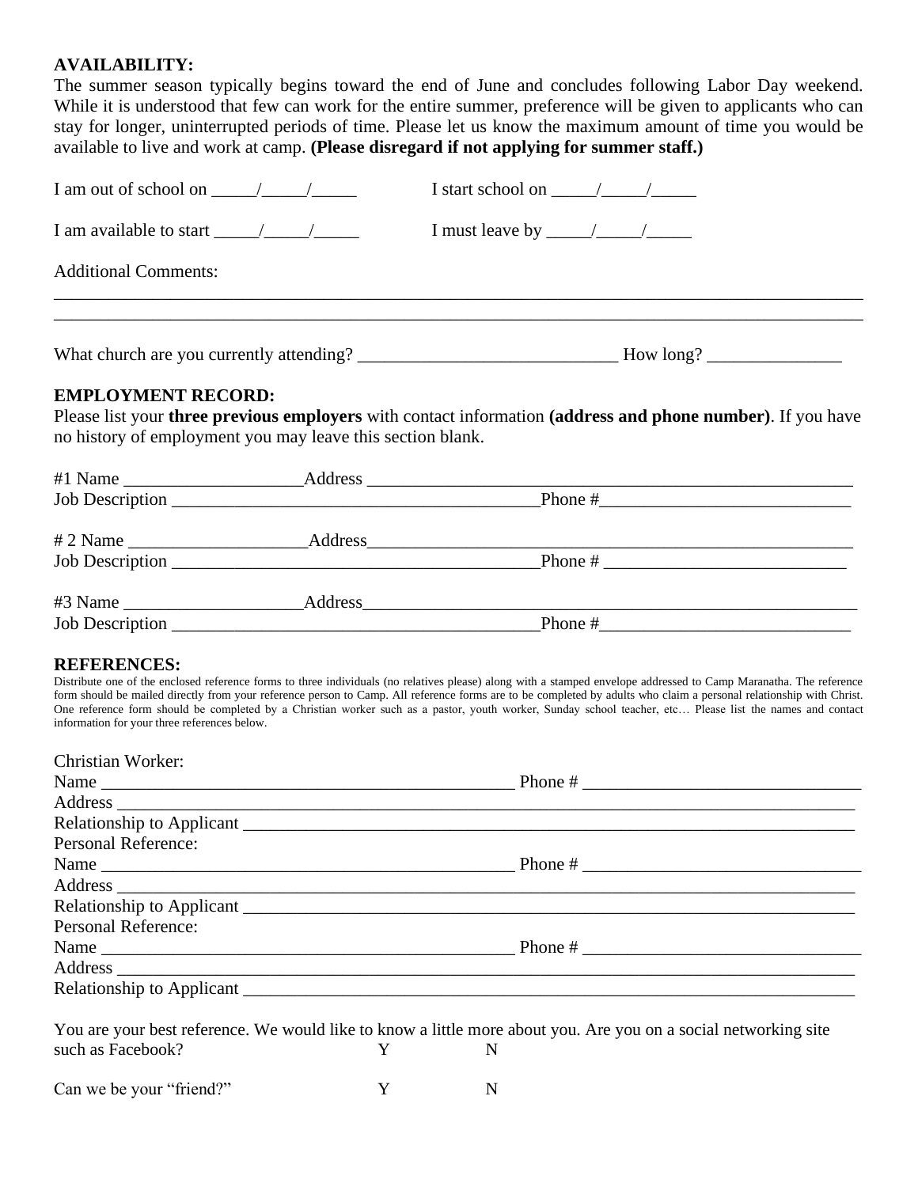**AVAILABILITY:**
The summer season typically begins toward the end of June and concludes following Labor Day weekend. While it is understood that few can work for the entire summer, preference will be given to applicants who can stay for longer, uninterrupted periods of time. Please let us know the maximum amount of time you would be available to live and work at camp. **(Please disregard if not applying for summer staff.)**

I am out of school on _____/_____/_____ I start school on _____/_____/_____

I am available to start _____/_____/_____ I must leave by _____/_____/_____

Additional Comments:

_______________________________________________________________________________________________

_______________________________________________________________________________________________

What church are you currently attending? _____________________________ How long? _______________

**EMPLOYMENT RECORD:**
Please list your **three previous employers** with contact information **(address and phone number)**. If you have no history of employment you may leave this section blank.

#1 Name ____________________Address _______________________________________________________
Job Description _________________________________________Phone #___________________________

# 2 Name ____________________Address_______________________________________________________
Job Description _________________________________________Phone # ___________________________

#3 Name ____________________Address_______________________________________________________
Job Description _________________________________________Phone #___________________________

**REFERENCES:**
Distribute one of the enclosed reference forms to three individuals (no relatives please) along with a stamped envelope addressed to Camp Maranatha. The reference form should be mailed directly from your reference person to Camp. All reference forms are to be completed by adults who claim a personal relationship with Christ. One reference form should be completed by a Christian worker such as a pastor, youth worker, Sunday school teacher, etc… Please list the names and contact information for your three references below.

Christian Worker:
Name _______________________________________________ Phone # _______________________________
Address ______________________________________________________________________________
Relationship to Applicant ________________________________________________________________

Personal Reference:
Name _______________________________________________ Phone # _______________________________
Address ______________________________________________________________________________
Relationship to Applicant ________________________________________________________________

Personal Reference:
Name _______________________________________________ Phone # _______________________________
Address ______________________________________________________________________________
Relationship to Applicant ________________________________________________________________

You are your best reference. We would like to know a little more about you. Are you on a social networking site such as Facebook? Y N

Can we be your "friend?" Y N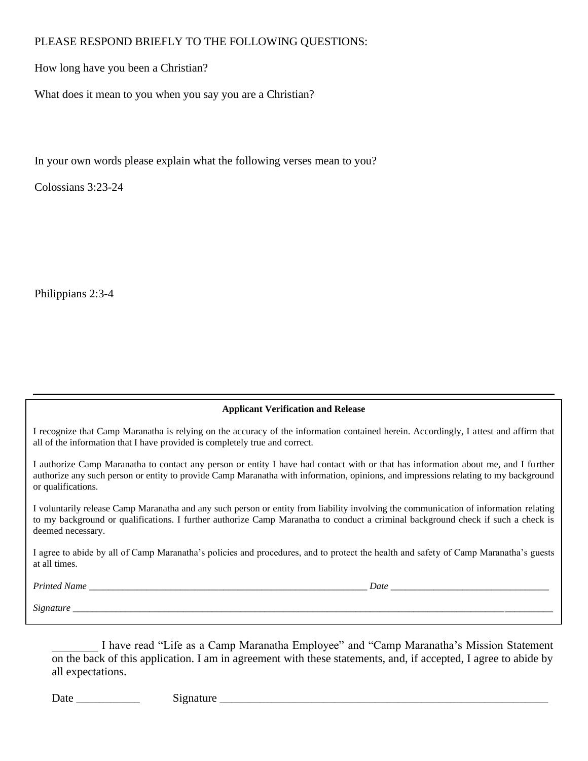PLEASE RESPOND BRIEFLY TO THE FOLLOWING QUESTIONS:

How long have you been a Christian?

What does it mean to you when you say you are a Christian?

In your own words please explain what the following verses mean to you?

Colossians 3:23-24

Philippians 2:3-4

---

**Applicant Verification and Release**

I recognize that Camp Maranatha is relying on the accuracy of the information contained herein. Accordingly, I attest and affirm that all of the information that I have provided is completely true and correct.

I authorize Camp Maranatha to contact any person or entity I have had contact with or that has information about me, and I further authorize any such person or entity to provide Camp Maranatha with information, opinions, and impressions relating to my background or qualifications.

I voluntarily release Camp Maranatha and any such person or entity from liability involving the communication of information relating to my background or qualifications. I further authorize Camp Maranatha to conduct a criminal background check if such a check is deemed necessary.

I agree to abide by all of Camp Maranatha's policies and procedures, and to protect the health and safety of Camp Maranatha's guests at all times.

*Printed Name* ____________________________________________ *Date* __________________________

*Signature* ______________________________________________________________________________

________ I have read "Life as a Camp Maranatha Employee" and "Camp Maranatha's Mission Statement on the back of this application. I am in agreement with these statements, and, if accepted, I agree to abide by all expectations.

Date ___________ Signature ____________________________________________________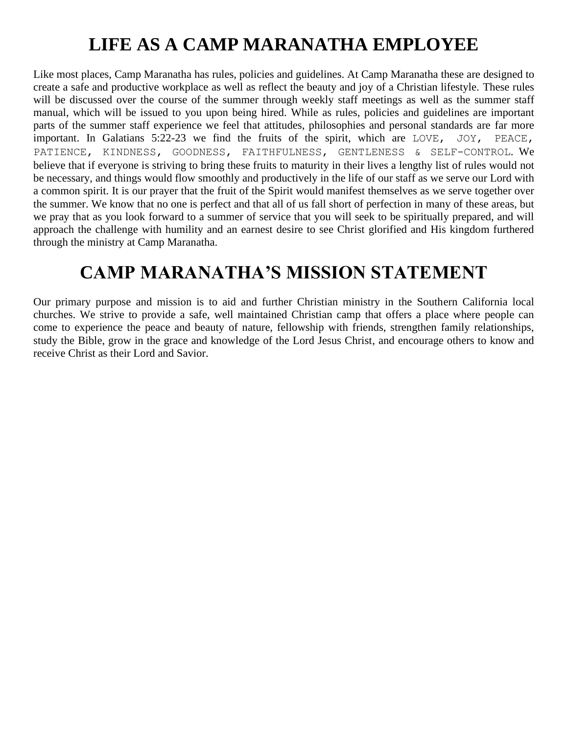# LIFE AS A CAMP MARANATHA EMPLOYEE

Like most places, Camp Maranatha has rules, policies and guidelines. At Camp Maranatha these are designed to create a safe and productive workplace as well as reflect the beauty and joy of a Christian lifestyle. These rules will be discussed over the course of the summer through weekly staff meetings as well as the summer staff manual, which will be issued to you upon being hired. While as rules, policies and guidelines are important parts of the summer staff experience we feel that attitudes, philosophies and personal standards are far more important. In Galatians 5:22-23 we find the fruits of the spirit, which are LOVE, JOY, PEACE, PATIENCE, KINDNESS, GOODNESS, FAITHFULNESS, GENTLENESS & SELF-CONTROL. We believe that if everyone is striving to bring these fruits to maturity in their lives a lengthy list of rules would not be necessary, and things would flow smoothly and productively in the life of our staff as we serve our Lord with a common spirit. It is our prayer that the fruit of the Spirit would manifest themselves as we serve together over the summer. We know that no one is perfect and that all of us fall short of perfection in many of these areas, but we pray that as you look forward to a summer of service that you will seek to be spiritually prepared, and will approach the challenge with humility and an earnest desire to see Christ glorified and His kingdom furthered through the ministry at Camp Maranatha.

# CAMP MARANATHA'S MISSION STATEMENT

Our primary purpose and mission is to aid and further Christian ministry in the Southern California local churches. We strive to provide a safe, well maintained Christian camp that offers a place where people can come to experience the peace and beauty of nature, fellowship with friends, strengthen family relationships, study the Bible, grow in the grace and knowledge of the Lord Jesus Christ, and encourage others to know and receive Christ as their Lord and Savior.